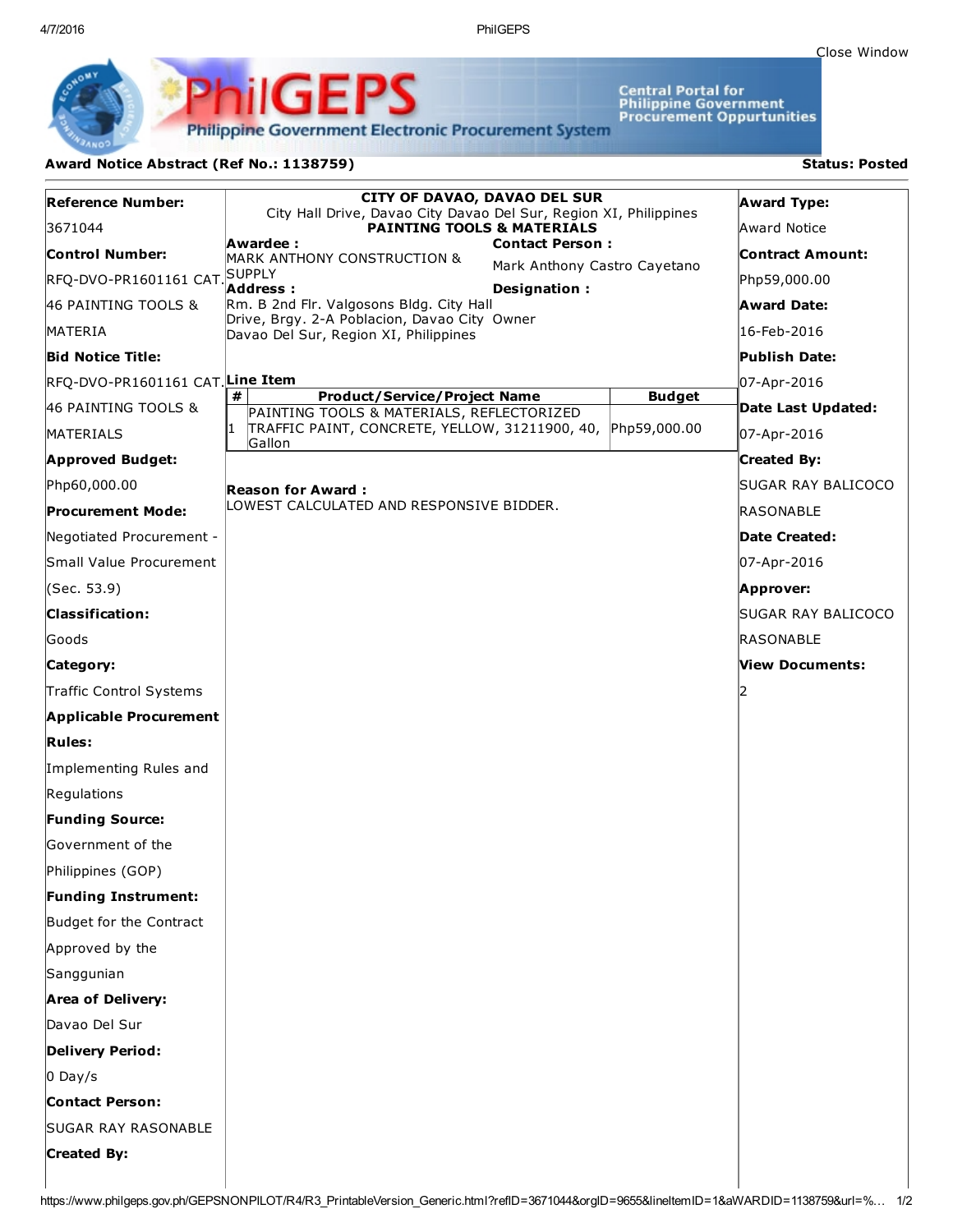Close Window

PhilGEPS

Philippine Government Electronic Procurement System

Central Portal for Philippine Government Procurement Oppurtunities

## Award Notice Abstract (Ref No.: 1138759)

**Status: Posted**

**Reference Number:**
3671044

**Control Number:**
RFQ-DVO-PR1601161 CAT. 46 PAINTING TOOLS & MATERIA

**Bid Notice Title:**
RFQ-DVO-PR1601161 CAT. 46 PAINTING TOOLS & MATERIALS

**Approved Budget:**
Php60,000.00

**Procurement Mode:**
Negotiated Procurement - Small Value Procurement (Sec. 53.9)

**Classification:**
Goods

**Category:**
Traffic Control Systems

**Applicable Procurement Rules:**
Implementing Rules and Regulations

**Funding Source:**
Government of the Philippines (GOP)

**Funding Instrument:**
Budget for the Contract Approved by the Sanggunian

**Area of Delivery:**
Davao Del Sur

**Delivery Period:**
0 Day/s

**Contact Person:**
SUGAR RAY RASONABLE

**Created By:**

---

**CITY OF DAVAO, DAVAO DEL SUR**
City Hall Drive, Davao City Davao Del Sur, Region XI, Philippines
**PAINTING TOOLS & MATERIALS**

**Awardee :**
MARK ANTHONY CONSTRUCTION & SUPPLY

**Contact Person :**
Mark Anthony Castro Cayetano

**Address :**
Rm. B 2nd Flr. Valgosons Bldg. City Hall Drive, Brgy. 2-A Poblacion, Davao City Davao Del Sur, Region XI, Philippines

**Designation :**
Owner

**Line Item**

| # | Product/Service/Project Name | Budget |
|---|---|---|
| 1 | PAINTING TOOLS & MATERIALS, REFLECTORIZED TRAFFIC PAINT, CONCRETE, YELLOW, 31211900, 40, Gallon | Php59,000.00 |

**Reason for Award :**
LOWEST CALCULATED AND RESPONSIVE BIDDER.

---

**Award Type:**
Award Notice

**Contract Amount:**
Php59,000.00

**Award Date:**
16-Feb-2016

**Publish Date:**
07-Apr-2016

**Date Last Updated:**
07-Apr-2016

**Created By:**
SUGAR RAY BALICOCO RASONABLE

**Date Created:**
07-Apr-2016

**Approver:**
SUGAR RAY BALICOCO RASONABLE

**View Documents:**
2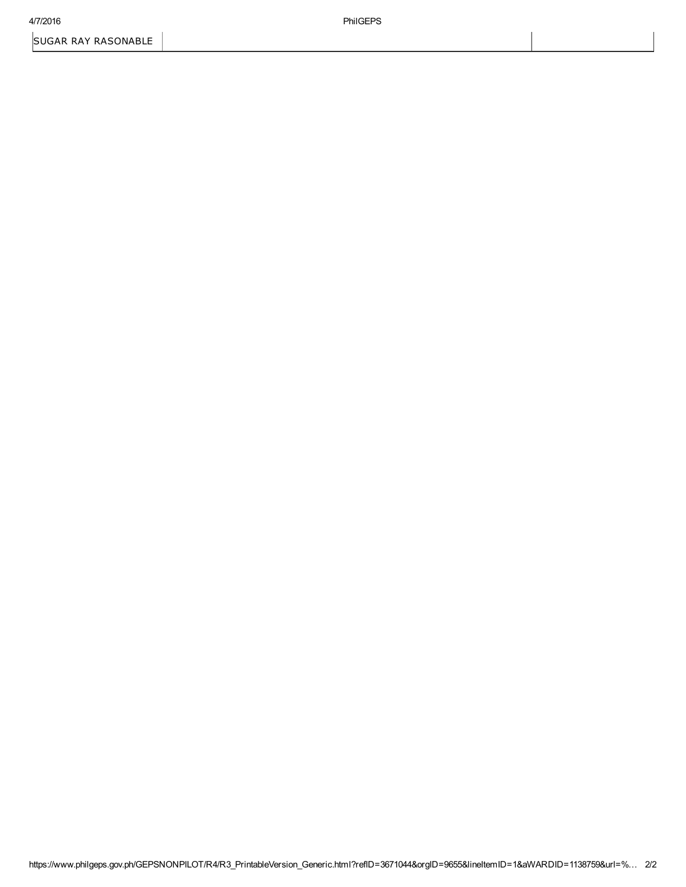| | | |
|---|---|---|
| SUGAR RAY RASONABLE | | |